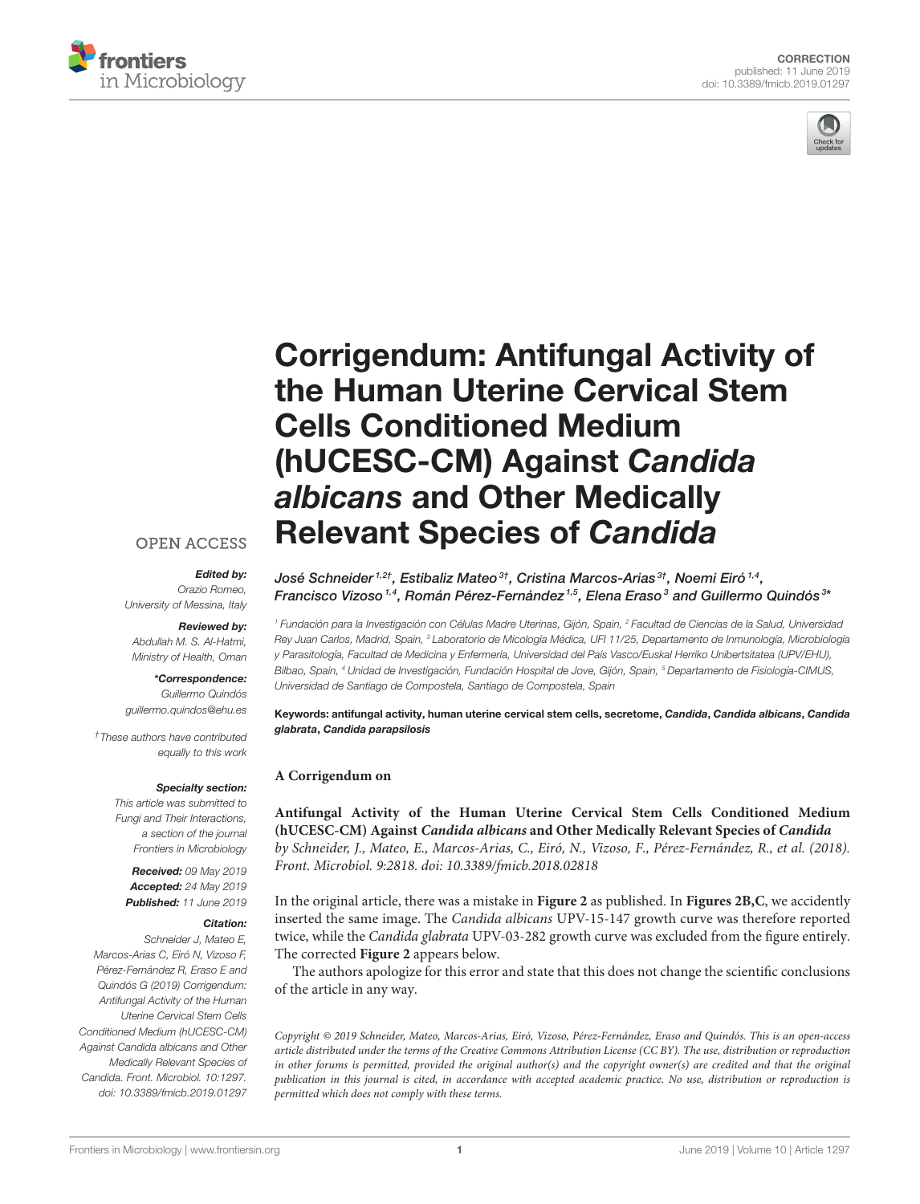CORRECTION
published: 11 June 2019
doi: 10.3389/fmicb.2019.01297

# Corrigendum: Antifungal Activity of the Human Uterine Cervical Stem Cells Conditioned Medium (hUCESC-CM) Against *Candida albicans* and Other Medically Relevant Species of *Candida*

*José Schneider[1,2†], Estibaliz Mateo[3†], Cristina Marcos-Arias[3†], Noemi Eiró[1,4], Francisco Vizoso[1,4], Román Pérez-Fernández[1,5], Elena Eraso[3] and Guillermo Quindós[3*]*

[1] Fundación para la Investigación con Células Madre Uterinas, Gijón, Spain, [2] Facultad de Ciencias de la Salud, Universidad Rey Juan Carlos, Madrid, Spain, [3] Laboratorio de Micología Médica, UFI 11/25, Departamento de Inmunología, Microbiología y Parasitología, Facultad de Medicina y Enfermería, Universidad del País Vasco/Euskal Herriko Unibertsitatea (UPV/EHU), Bilbao, Spain, [4] Unidad de Investigación, Fundación Hospital de Jove, Gijón, Spain, [5] Departamento de Fisiología-CIMUS, Universidad de Santiago de Compostela, Santiago de Compostela, Spain

**Keywords: antifungal activity, human uterine cervical stem cells, secretome, *Candida*, *Candida albicans*, *Candida glabrata*, *Candida parapsilosis***

OPEN ACCESS

***Edited by:***
*Orazio Romeo, University of Messina, Italy*

***Reviewed by:***
*Abdullah M. S. Al-Hatmi, Ministry of Health, Oman*

***\*Correspondence:***
*Guillermo Quindós*
*guillermo.quindos@ehu.es*

*† These authors have contributed equally to this work*

***Specialty section:***
*This article was submitted to Fungi and Their Interactions, a section of the journal Frontiers in Microbiology*

***Received:*** *09 May 2019*
***Accepted:*** *24 May 2019*
***Published:*** *11 June 2019*

***Citation:***
*Schneider J, Mateo E, Marcos-Arias C, Eiró N, Vizoso F, Pérez-Fernández R, Eraso E and Quindós G (2019) Corrigendum: Antifungal Activity of the Human Uterine Cervical Stem Cells Conditioned Medium (hUCESC-CM) Against Candida albicans and Other Medically Relevant Species of Candida. Front. Microbiol. 10:1297. doi: 10.3389/fmicb.2019.01297*

**A Corrigendum on**

**Antifungal Activity of the Human Uterine Cervical Stem Cells Conditioned Medium (hUCESC-CM) Against *Candida albicans* and Other Medically Relevant Species of *Candida***
*by Schneider, J., Mateo, E., Marcos-Arias, C., Eiró, N., Vizoso, F., Pérez-Fernández, R., et al. (2018). Front. Microbiol. 9:2818. doi: 10.3389/fmicb.2018.02818*

In the original article, there was a mistake in **Figure 2** as published. In **Figures 2B,C**, we accidently inserted the same image. The *Candida albicans* UPV-15-147 growth curve was therefore reported twice, while the *Candida glabrata* UPV-03-282 growth curve was excluded from the figure entirely. The corrected **Figure 2** appears below.

The authors apologize for this error and state that this does not change the scientific conclusions of the article in any way.

*Copyright © 2019 Schneider, Mateo, Marcos-Arias, Eiró, Vizoso, Pérez-Fernández, Eraso and Quindós. This is an open-access article distributed under the terms of the Creative Commons Attribution License (CC BY). The use, distribution or reproduction in other forums is permitted, provided the original author(s) and the copyright owner(s) are credited and that the original publication in this journal is cited, in accordance with accepted academic practice. No use, distribution or reproduction is permitted which does not comply with these terms.*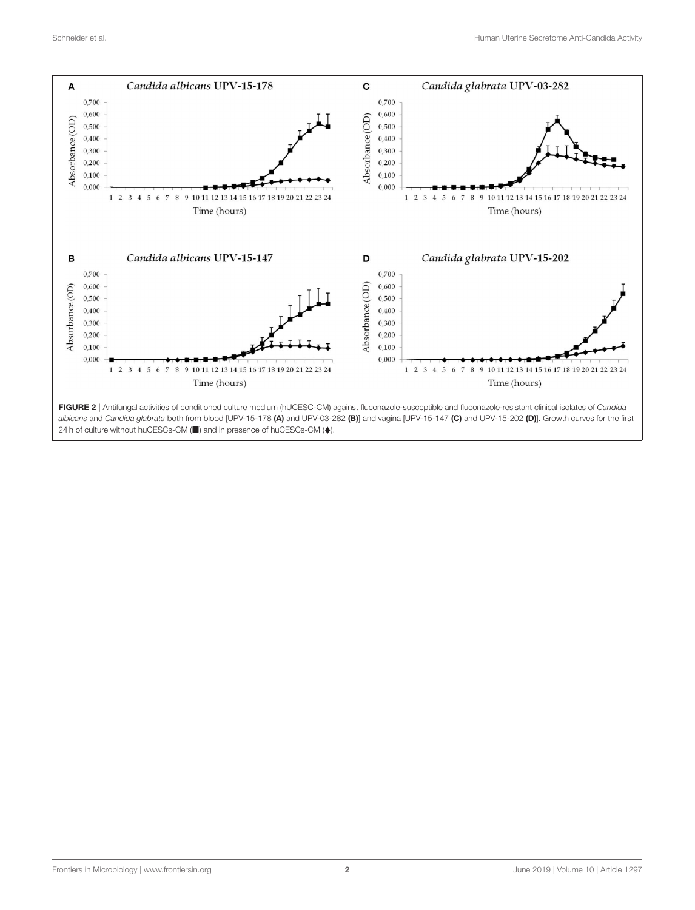**A** *Candida albicans* **UPV-15-178**

0,700
0,600
0,500
0,400
0,300
0,200
0,100
0,000

Absorbance (OD)

1 2 3 4 5 6 7 8 9 10 11 12 13 14 15 16 17 18 19 20 21 22 23 24

Time (hours)

**C** *Candida glabrata* **UPV-03-282**

0,700
0,600
0,500
0,400
0,300
0,200
0,100
0,000

Absorbance (OD)

1 2 3 4 5 6 7 8 9 10 11 12 13 14 15 16 17 18 19 20 21 22 23 24

Time (hours)

**B** *Candida albicans* **UPV-15-147**

0,700
0,600
0,500
0,400
0,300
0,200
0,100
0,000

Absorbance (OD)

1 2 3 4 5 6 7 8 9 10 11 12 13 14 15 16 17 18 19 20 21 22 23 24

Time (hours)

**D** *Candida glabrata* **UPV-15-202**

0,700
0,600
0,500
0,400
0,300
0,200
0,100
0,000

Absorbance (OD)

1 2 3 4 5 6 7 8 9 10 11 12 13 14 15 16 17 18 19 20 21 22 23 24

Time (hours)

**FIGURE 2 |** Antifungal activities of conditioned culture medium (hUCESC-CM) against fluconazole-susceptible and fluconazole-resistant clinical isolates of *Candida albicans* and *Candida glabrata* both from blood [UPV-15-178 **(A)** and UPV-03-282 **(B)**] and vagina [UPV-15-147 **(C)** and UPV-15-202 **(D)**]. Growth curves for the first 24 h of culture without huCESCs-CM (■) and in presence of huCESCs-CM (♦).